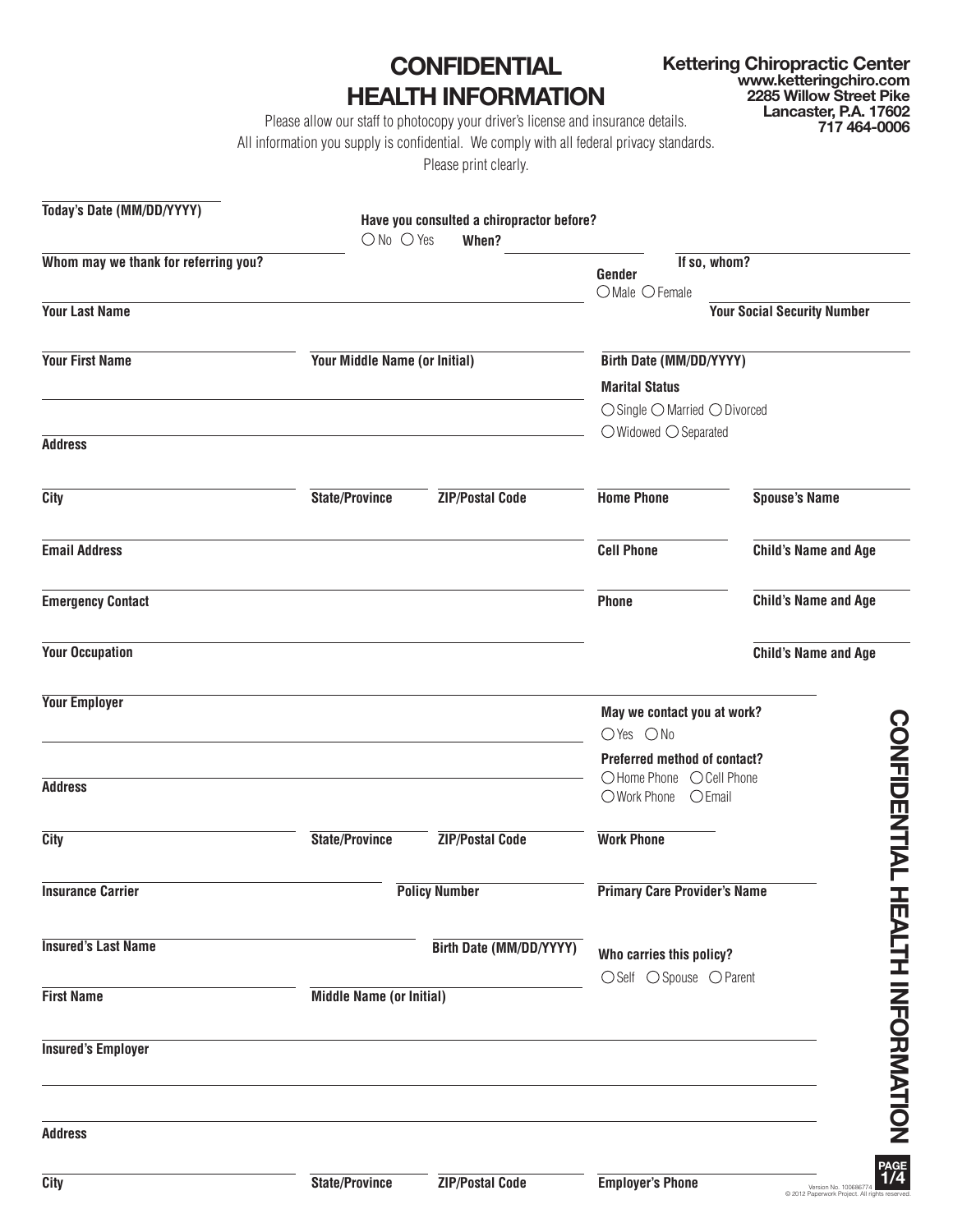# CONFIDENTIAL HEALTH INFORMATION

**Kettering Chiropractic Center**
**www.ketteringchiro.com**
**2285 Willow Street Pike**
**Lancaster, P.A. 17602**
**717 464-0006**

Please allow our staff to photocopy your driver's license and insurance details.
All information you supply is confidential. We comply with all federal privacy standards.
Please print clearly.

**Today's Date (MM/DD/YYYY)**

**Have you consulted a chiropractor before?** ○ No ○ Yes **When?**

**Whom may we thank for referring you?**

**If so, whom?**

**Gender** ○ Male ○ Female

**Your Last Name**

**Your Social Security Number**

**Your First Name** | **Your Middle Name (or Initial)** | **Birth Date (MM/DD/YYYY)**

**Marital Status** ○ Single ○ Married ○ Divorced ○ Widowed ○ Separated

**Address**

**City** | **State/Province** | **ZIP/Postal Code** | **Home Phone** | **Spouse's Name**

**Email Address** | **Cell Phone** | **Child's Name and Age**

**Emergency Contact** | **Phone** | **Child's Name and Age**

**Your Occupation** | **Child's Name and Age**

**Your Employer**

**May we contact you at work?** ○ Yes ○ No

**Preferred method of contact?** ○ Home Phone ○ Cell Phone ○ Work Phone ○ Email

**Address**

**City** | **State/Province** | **ZIP/Postal Code** | **Work Phone**

**Insurance Carrier** | **Policy Number** | **Primary Care Provider's Name**

**Insured's Last Name** | **Birth Date (MM/DD/YYYY)**

**Who carries this policy?** ○ Self ○ Spouse ○ Parent

**First Name** | **Middle Name (or Initial)**

**Insured's Employer**

**Address**

**City** | **State/Province** | **ZIP/Postal Code** | **Employer's Phone**

CONFIDENTIAL HEALTH INFORMATION

Version No. 100686774
© 2012 Paperwork Project. All rights reserved.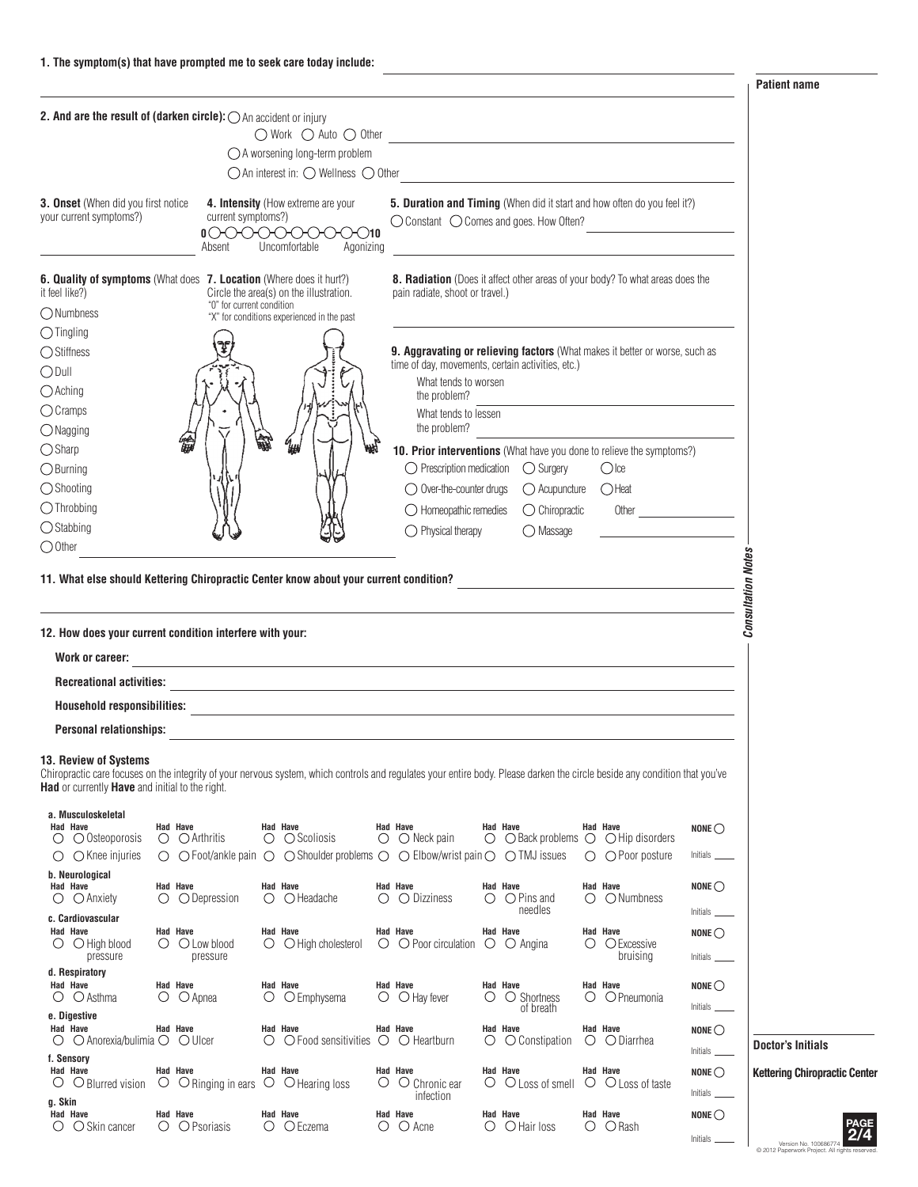**1. The symptom(s) that have prompted me to seek care today include:** ______________________

**Patient name** ______________________

**2. And are the result of (darken circle):** ◯ An accident or injury

◯ Work ◯ Auto ◯ Other ______________________

◯ A worsening long-term problem

◯ An interest in: ◯ Wellness ◯ Other ______________________

**3. Onset** (When did you first notice your current symptoms?) ______________________

**4. Intensity** (How extreme are your current symptoms?)

0 ◯◯◯◯◯◯◯◯◯◯ 10
Absent — Uncomfortable — Agonizing

**5. Duration and Timing** (When did it start and how often do you feel it?)

◯ Constant ◯ Comes and goes. How Often? ______________________

**6. Quality of symptoms** (What does it feel like?)

- ◯ Numbness
- ◯ Tingling
- ◯ Stiffness
- ◯ Dull
- ◯ Aching
- ◯ Cramps
- ◯ Nagging
- ◯ Sharp
- ◯ Burning
- ◯ Shooting
- ◯ Throbbing
- ◯ Stabbing
- ◯ Other ______________________

**7. Location** (Where does it hurt?) Circle the area(s) on the illustration.
"0" for current condition
"X" for conditions experienced in the past

**8. Radiation** (Does it affect other areas of your body? To what areas does the pain radiate, shoot or travel.) ______________________

**9. Aggravating or relieving factors** (What makes it better or worse, such as time of day, movements, certain activities, etc.)

What tends to worsen the problem? ______________________

What tends to lessen the problem? ______________________

**10. Prior interventions** (What have you done to relieve the symptoms?)

| | | |
|---|---|---|
| ◯ Prescription medication | ◯ Surgery | ◯ Ice |
| ◯ Over-the-counter drugs | ◯ Acupuncture | ◯ Heat |
| ◯ Homeopathic remedies | ◯ Chiropractic | Other ________ |
| ◯ Physical therapy | ◯ Massage | ________ |

**11. What else should Kettering Chiropractic Center know about your current condition?** ______________________

**12. How does your current condition interfere with your:**

**Work or career:** ______________________

**Recreational activities:** ______________________

**Household responsibilities:** ______________________

**Personal relationships:** ______________________

*Consultation Notes*

**13. Review of Systems**

Chiropractic care focuses on the integrity of your nervous system, which controls and regulates your entire body. Please darken the circle beside any condition that you've **Had** or currently **Have** and initial to the right.

**a. Musculoskeletal**

| Had | Have | Had | Have | Had | Have | Had | Have | Had | Have | Had | Have | |
|---|---|---|---|---|---|---|---|---|---|---|---|---|
| ◯ | ◯ Osteoporosis | ◯ | ◯ Arthritis | ◯ | ◯ Scoliosis | ◯ | ◯ Neck pain | ◯ | ◯ Back problems | ◯ | ◯ Hip disorders | NONE ◯ |
| ◯ | ◯ Knee injuries | ◯ | ◯ Foot/ankle pain | ◯ | ◯ Shoulder problems | ◯ | ◯ Elbow/wrist pain | ◯ | ◯ TMJ issues | ◯ | ◯ Poor posture | Initials ____ |

**b. Neurological**

| Had | Have | Had | Have | Had | Have | Had | Have | Had | Have | Had | Have | |
|---|---|---|---|---|---|---|---|---|---|---|---|---|
| ◯ | ◯ Anxiety | ◯ | ◯ Depression | ◯ | ◯ Headache | ◯ | ◯ Dizziness | ◯ | ◯ Pins and needles | ◯ | ◯ Numbness | NONE ◯ Initials ____ |

**c. Cardiovascular**

| Had | Have | Had | Have | Had | Have | Had | Have | Had | Have | Had | Have | |
|---|---|---|---|---|---|---|---|---|---|---|---|---|
| ◯ | ◯ High blood pressure | ◯ | ◯ Low blood pressure | ◯ | ◯ High cholesterol | ◯ | ◯ Poor circulation | ◯ | ◯ Angina | ◯ | ◯ Excessive bruising | NONE ◯ Initials ____ |

**d. Respiratory**

| Had | Have | Had | Have | Had | Have | Had | Have | Had | Have | Had | Have | |
|---|---|---|---|---|---|---|---|---|---|---|---|---|
| ◯ | ◯ Asthma | ◯ | ◯ Apnea | ◯ | ◯ Emphysema | ◯ | ◯ Hay fever | ◯ | ◯ Shortness of breath | ◯ | ◯ Pneumonia | NONE ◯ Initials ____ |

**e. Digestive**

| Had | Have | Had | Have | Had | Have | Had | Have | Had | Have | Had | Have | |
|---|---|---|---|---|---|---|---|---|---|---|---|---|
| ◯ | ◯ Anorexia/bulimia | ◯ | ◯ Ulcer | ◯ | ◯ Food sensitivities | ◯ | ◯ Heartburn | ◯ | ◯ Constipation | ◯ | ◯ Diarrhea | NONE ◯ Initials ____ |

**f. Sensory**

| Had | Have | Had | Have | Had | Have | Had | Have | Had | Have | Had | Have | |
|---|---|---|---|---|---|---|---|---|---|---|---|---|
| ◯ | ◯ Blurred vision | ◯ | ◯ Ringing in ears | ◯ | ◯ Hearing loss | ◯ | ◯ Chronic ear infection | ◯ | ◯ Loss of smell | ◯ | ◯ Loss of taste | NONE ◯ Initials ____ |

**g. Skin**

| Had | Have | Had | Have | Had | Have | Had | Have | Had | Have | Had | Have | |
|---|---|---|---|---|---|---|---|---|---|---|---|---|
| ◯ | ◯ Skin cancer | ◯ | ◯ Psoriasis | ◯ | ◯ Eczema | ◯ | ◯ Acne | ◯ | ◯ Hair loss | ◯ | ◯ Rash | NONE ◯ Initials ____ |

**Doctor's Initials** ______________________

**Kettering Chiropractic Center**

Version No. 100686774
© 2012 Paperwork Project. All rights reserved.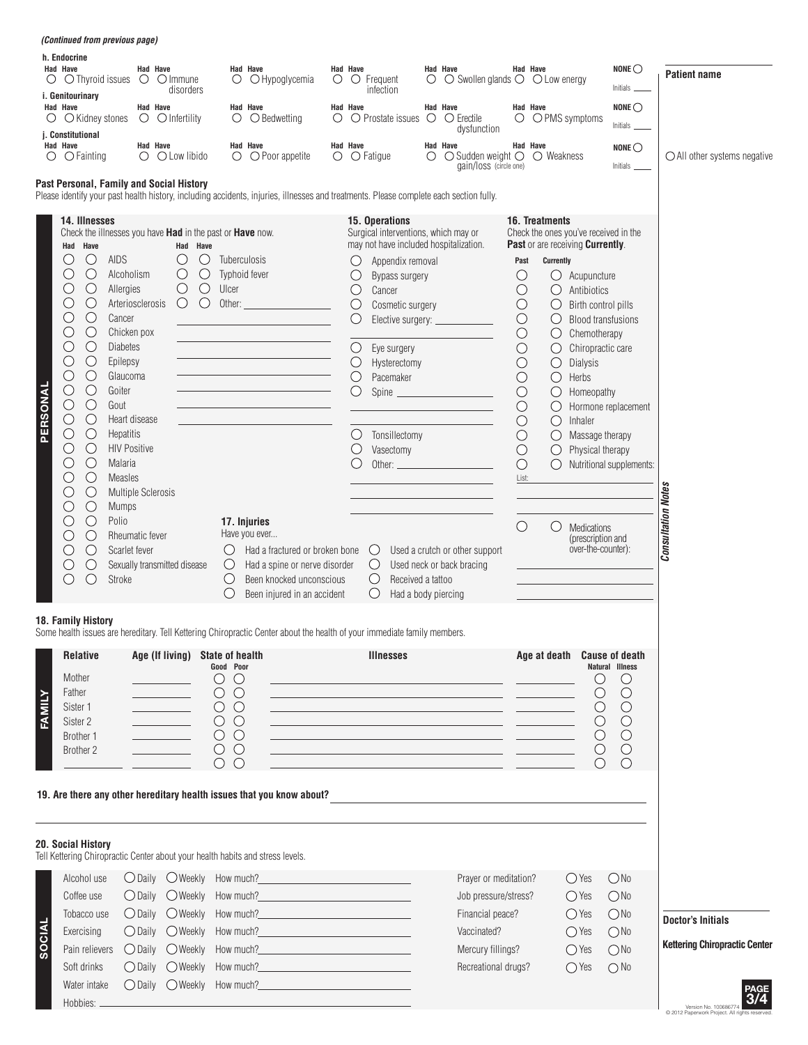*(Continued from previous page)*

**h. Endocrine**

| Had | Have | | Had | Have | | Had | Have | | Had | Have | | Had | Have | | Had | Have | | |
|---|---|---|---|---|---|---|---|---|---|---|---|---|---|---|---|---|---|---|
| ○ | ○ | Thyroid issues | ○ | ○ | Immune disorders | ○ | ○ | Hypoglycemia | ○ | ○ | Frequent infection | ○ | ○ | Swollen glands | ○ | ○ | Low energy | NONE ○ Initials ____ |

**i. Genitourinary**

| Had | Have | | Had | Have | | Had | Have | | Had | Have | | Had | Have | | Had | Have | | |
|---|---|---|---|---|---|---|---|---|---|---|---|---|---|---|---|---|---|---|
| ○ | ○ | Kidney stones | ○ | ○ | Infertility | ○ | ○ | Bedwetting | ○ | ○ | Prostate issues | ○ | ○ | Erectile dysfunction | ○ | ○ | PMS symptoms | NONE ○ Initials ____ |

**j. Constitutional**

| Had | Have | | Had | Have | | Had | Have | | Had | Have | | Had | Have | | Had | Have | | |
|---|---|---|---|---|---|---|---|---|---|---|---|---|---|---|---|---|---|---|
| ○ | ○ | Fainting | ○ | ○ | Low libido | ○ | ○ | Poor appetite | ○ | ○ | Fatigue | ○ | ○ | Sudden weight gain/loss (circle one) | ○ | ○ | Weakness | NONE ○ Initials ____ |

**Patient name** ____________

○ All other systems negative

## Past Personal, Family and Social History

Please identify your past health history, including accidents, injuries, illnesses and treatments. Please complete each section fully.

### PERSONAL

**14. Illnesses**

Check the illnesses you have **Had** in the past or **Have** now.

| Had | Have | Illness | Had | Have | Illness |
|---|---|---|---|---|---|
| ○ | ○ | AIDS | ○ | ○ | Tuberculosis |
| ○ | ○ | Alcoholism | ○ | ○ | Typhoid fever |
| ○ | ○ | Allergies | ○ | ○ | Ulcer |
| ○ | ○ | Arteriosclerosis | ○ | ○ | Other: ____________ |
| ○ | ○ | Cancer | | | |
| ○ | ○ | Chicken pox | | | |
| ○ | ○ | Diabetes | | | |
| ○ | ○ | Epilepsy | | | |
| ○ | ○ | Glaucoma | | | |
| ○ | ○ | Goiter | | | |
| ○ | ○ | Gout | | | |
| ○ | ○ | Heart disease | | | |
| ○ | ○ | Hepatitis | | | |
| ○ | ○ | HIV Positive | | | |
| ○ | ○ | Malaria | | | |
| ○ | ○ | Measles | | | |
| ○ | ○ | Multiple Sclerosis | | | |
| ○ | ○ | Mumps | | | |
| ○ | ○ | Polio | | | |
| ○ | ○ | Rheumatic fever | | | |
| ○ | ○ | Scarlet fever | | | |
| ○ | ○ | Sexually transmitted disease | | | |
| ○ | ○ | Stroke | | | |

**15. Operations**

Surgical interventions, which may or may not have included hospitalization.

- ○ Appendix removal
- ○ Bypass surgery
- ○ Cancer
- ○ Cosmetic surgery
- ○ Elective surgery: ____________
- ○ Eye surgery
- ○ Hysterectomy
- ○ Pacemaker
- ○ Spine ____________
- ○ Tonsillectomy
- ○ Vasectomy
- ○ Other: ____________

**16. Treatments**

Check the ones you've received in the **Past** or are receiving **Currently**.

| Past | Currently | Treatment |
|---|---|---|
| ○ | ○ | Acupuncture |
| ○ | ○ | Antibiotics |
| ○ | ○ | Birth control pills |
| ○ | ○ | Blood transfusions |
| ○ | ○ | Chemotherapy |
| ○ | ○ | Chiropractic care |
| ○ | ○ | Dialysis |
| ○ | ○ | Herbs |
| ○ | ○ | Homeopathy |
| ○ | ○ | Hormone replacement |
| ○ | ○ | Inhaler |
| ○ | ○ | Massage therapy |
| ○ | ○ | Physical therapy |
| ○ | ○ | Nutritional supplements: |

List: ____________

| ○ | ○ | Medications (prescription and over-the-counter): |
|---|---|---|

**17. Injuries**

Have you ever...

- ○ Had a fractured or broken bone
- ○ Had a spine or nerve disorder
- ○ Been knocked unconscious
- ○ Been injured in an accident
- ○ Used a crutch or other support
- ○ Used neck or back bracing
- ○ Received a tattoo
- ○ Had a body piercing

*Consultation Notes*

### FAMILY

**18. Family History**

Some health issues are hereditary. Tell Kettering Chiropractic Center about the health of your immediate family members.

| Relative | Age (If living) | State of health: Good | State of health: Poor | Illnesses | Age at death | Cause of death: Natural | Cause of death: Illness |
|---|---|---|---|---|---|---|---|
| Mother | | ○ | ○ | | | ○ | ○ |
| Father | | ○ | ○ | | | ○ | ○ |
| Sister 1 | | ○ | ○ | | | ○ | ○ |
| Sister 2 | | ○ | ○ | | | ○ | ○ |
| Brother 1 | | ○ | ○ | | | ○ | ○ |
| Brother 2 | | ○ | ○ | | | ○ | ○ |
| ______ | | ○ | ○ | | | ○ | ○ |

**19. Are there any other hereditary health issues that you know about?** ____________

### SOCIAL

**20. Social History**

Tell Kettering Chiropractic Center about your health habits and stress levels.

| | | | |
|---|---|---|---|
| Alcohol use | ○ Daily | ○ Weekly | How much? ____________ |
| Coffee use | ○ Daily | ○ Weekly | How much? ____________ |
| Tobacco use | ○ Daily | ○ Weekly | How much? ____________ |
| Exercising | ○ Daily | ○ Weekly | How much? ____________ |
| Pain relievers | ○ Daily | ○ Weekly | How much? ____________ |
| Soft drinks | ○ Daily | ○ Weekly | How much? ____________ |
| Water intake | ○ Daily | ○ Weekly | How much? ____________ |

Hobbies: ____________

| | | |
|---|---|---|
| Prayer or meditation? | ○ Yes | ○ No |
| Job pressure/stress? | ○ Yes | ○ No |
| Financial peace? | ○ Yes | ○ No |
| Vaccinated? | ○ Yes | ○ No |
| Mercury fillings? | ○ Yes | ○ No |
| Recreational drugs? | ○ Yes | ○ No |

**Doctor's Initials** ____________

**Kettering Chiropractic Center**

Version No. 100686774
© 2012 Paperwork Project. All rights reserved.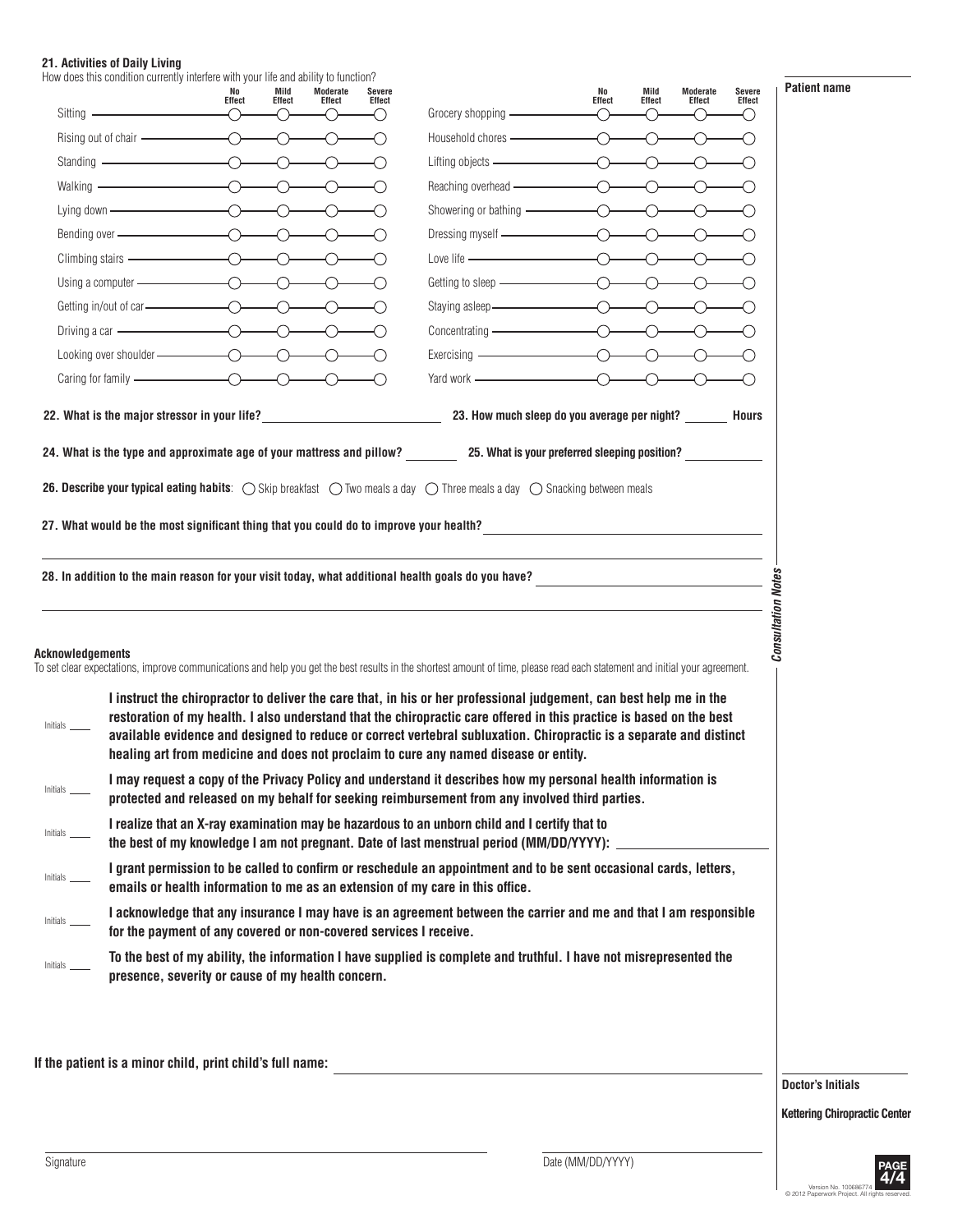## 21. Activities of Daily Living

How does this condition currently interfere with your life and ability to function?

| | No Effect | Mild Effect | Moderate Effect | Severe Effect |
|---|---|---|---|---|
| Sitting | ○ | ○ | ○ | ○ |
| Rising out of chair | ○ | ○ | ○ | ○ |
| Standing | ○ | ○ | ○ | ○ |
| Walking | ○ | ○ | ○ | ○ |
| Lying down | ○ | ○ | ○ | ○ |
| Bending over | ○ | ○ | ○ | ○ |
| Climbing stairs | ○ | ○ | ○ | ○ |
| Using a computer | ○ | ○ | ○ | ○ |
| Getting in/out of car | ○ | ○ | ○ | ○ |
| Driving a car | ○ | ○ | ○ | ○ |
| Looking over shoulder | ○ | ○ | ○ | ○ |
| Caring for family | ○ | ○ | ○ | ○ |

| | No Effect | Mild Effect | Moderate Effect | Severe Effect |
|---|---|---|---|---|
| Grocery shopping | ○ | ○ | ○ | ○ |
| Household chores | ○ | ○ | ○ | ○ |
| Lifting objects | ○ | ○ | ○ | ○ |
| Reaching overhead | ○ | ○ | ○ | ○ |
| Showering or bathing | ○ | ○ | ○ | ○ |
| Dressing myself | ○ | ○ | ○ | ○ |
| Love life | ○ | ○ | ○ | ○ |
| Getting to sleep | ○ | ○ | ○ | ○ |
| Staying asleep | ○ | ○ | ○ | ○ |
| Concentrating | ○ | ○ | ○ | ○ |
| Exercising | ○ | ○ | ○ | ○ |
| Yard work | ○ | ○ | ○ | ○ |

**22. What is the major stressor in your life?** ______________________

**23. How much sleep do you average per night?** ______ **Hours**

**24. What is the type and approximate age of your mattress and pillow?** ______

**25. What is your preferred sleeping position?** ______

**26. Describe your typical eating habits**: ○ Skip breakfast ○ Two meals a day ○ Three meals a day ○ Snacking between meals

**27. What would be the most significant thing that you could do to improve your health?** ______________________

______________________

**28. In addition to the main reason for your visit today, what additional health goals do you have?** ______________________

______________________

## Acknowledgements

To set clear expectations, improve communications and help you get the best results in the shortest amount of time, please read each statement and initial your agreement.

Initials ____ **I instruct the chiropractor to deliver the care that, in his or her professional judgement, can best help me in the restoration of my health. I also understand that the chiropractic care offered in this practice is based on the best available evidence and designed to reduce or correct vertebral subluxation. Chiropractic is a separate and distinct healing art from medicine and does not proclaim to cure any named disease or entity.**

Initials ____ **I may request a copy of the Privacy Policy and understand it describes how my personal health information is protected and released on my behalf for seeking reimbursement from any involved third parties.**

Initials ____ **I realize that an X-ray examination may be hazardous to an unborn child and I certify that to the best of my knowledge I am not pregnant. Date of last menstrual period (MM/DD/YYYY):** ______________

Initials ____ **I grant permission to be called to confirm or reschedule an appointment and to be sent occasional cards, letters, emails or health information to me as an extension of my care in this office.**

Initials ____ **I acknowledge that any insurance I may have is an agreement between the carrier and me and that I am responsible for the payment of any covered or non-covered services I receive.**

Initials ____ **To the best of my ability, the information I have supplied is complete and truthful. I have not misrepresented the presence, severity or cause of my health concern.**

**If the patient is a minor child, print child's full name:** ______________________

Signature ______________________ Date (MM/DD/YYYY) ______________________

**Patient name** ______________________

***Consultation Notes***

**Doctor's Initials** ______

**Kettering Chiropractic Center**

Version No. 100686774
© 2012 Paperwork Project. All rights reserved.